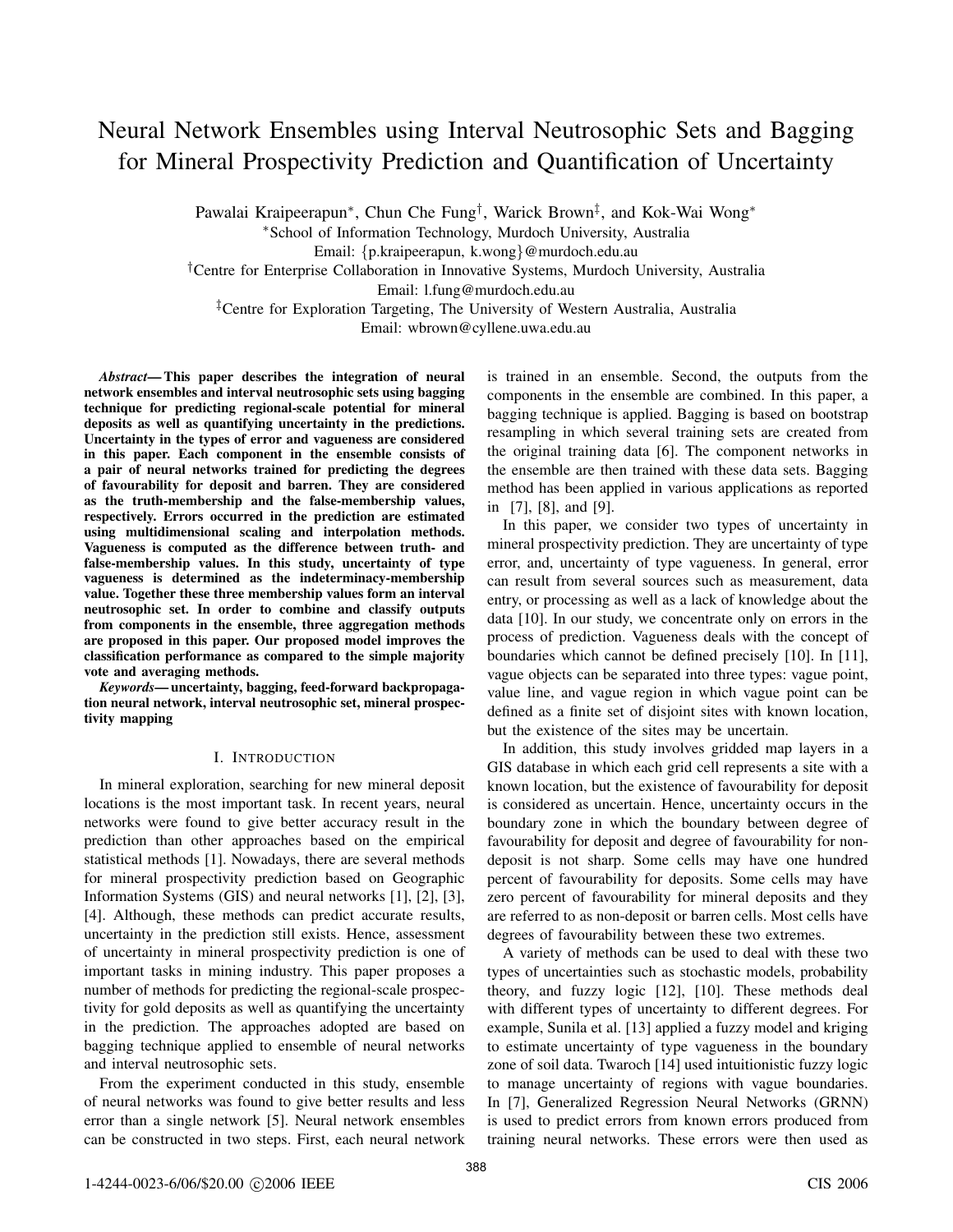# Neural Network Ensembles using Interval Neutrosophic Sets and Bagging for Mineral Prospectivity Prediction and Quantification of Uncertainty

Pawalai Kraipeerapun[*], Chun Che Fung[†], Warick Brown[‡], and Kok-Wai Wong[*]

[*]School of Information Technology, Murdoch University, Australia
Email: {p.kraipeerapun, k.wong}@murdoch.edu.au

[†]Centre for Enterprise Collaboration in Innovative Systems, Murdoch University, Australia
Email: l.fung@murdoch.edu.au

[‡]Centre for Exploration Targeting, The University of Western Australia, Australia
Email: wbrown@cyllene.uwa.edu.au

***Abstract*— This paper describes the integration of neural network ensembles and interval neutrosophic sets using bagging technique for predicting regional-scale potential for mineral deposits as well as quantifying uncertainty in the predictions. Uncertainty in the types of error and vagueness are considered in this paper. Each component in the ensemble consists of a pair of neural networks trained for predicting the degrees of favourability for deposit and barren. They are considered as the truth-membership and the false-membership values, respectively. Errors occurred in the prediction are estimated using multidimensional scaling and interpolation methods. Vagueness is computed as the difference between truth- and false-membership values. In this study, uncertainty of type vagueness is determined as the indeterminacy-membership value. Together these three membership values form an interval neutrosophic set. In order to combine and classify outputs from components in the ensemble, three aggregation methods are proposed in this paper. Our proposed model improves the classification performance as compared to the simple majority vote and averaging methods.**

***Keywords*— uncertainty, bagging, feed-forward backpropagation neural network, interval neutrosophic set, mineral prospectivity mapping**

## I. Introduction

In mineral exploration, searching for new mineral deposit locations is the most important task. In recent years, neural networks were found to give better accuracy result in the prediction than other approaches based on the empirical statistical methods [1]. Nowadays, there are several methods for mineral prospectivity prediction based on Geographic Information Systems (GIS) and neural networks [1], [2], [3], [4]. Although, these methods can predict accurate results, uncertainty in the prediction still exists. Hence, assessment of uncertainty in mineral prospectivity prediction is one of important tasks in mining industry. This paper proposes a number of methods for predicting the regional-scale prospectivity for gold deposits as well as quantifying the uncertainty in the prediction. The approaches adopted are based on bagging technique applied to ensemble of neural networks and interval neutrosophic sets.

From the experiment conducted in this study, ensemble of neural networks was found to give better results and less error than a single network [5]. Neural network ensembles can be constructed in two steps. First, each neural network is trained in an ensemble. Second, the outputs from the components in the ensemble are combined. In this paper, a bagging technique is applied. Bagging is based on bootstrap resampling in which several training sets are created from the original training data [6]. The component networks in the ensemble are then trained with these data sets. Bagging method has been applied in various applications as reported in [7], [8], and [9].

In this paper, we consider two types of uncertainty in mineral prospectivity prediction. They are uncertainty of type error, and, uncertainty of type vagueness. In general, error can result from several sources such as measurement, data entry, or processing as well as a lack of knowledge about the data [10]. In our study, we concentrate only on errors in the process of prediction. Vagueness deals with the concept of boundaries which cannot be defined precisely [10]. In [11], vague objects can be separated into three types: vague point, value line, and vague region in which vague point can be defined as a finite set of disjoint sites with known location, but the existence of the sites may be uncertain.

In addition, this study involves gridded map layers in a GIS database in which each grid cell represents a site with a known location, but the existence of favourability for deposit is considered as uncertain. Hence, uncertainty occurs in the boundary zone in which the boundary between degree of favourability for deposit and degree of favourability for non-deposit is not sharp. Some cells may have one hundred percent of favourability for deposits. Some cells may have zero percent of favourability for mineral deposits and they are referred to as non-deposit or barren cells. Most cells have degrees of favourability between these two extremes.

A variety of methods can be used to deal with these two types of uncertainties such as stochastic models, probability theory, and fuzzy logic [12], [10]. These methods deal with different types of uncertainty to different degrees. For example, Sunila et al. [13] applied a fuzzy model and kriging to estimate uncertainty of type vagueness in the boundary zone of soil data. Twaroch [14] used intuitionistic fuzzy logic to manage uncertainty of regions with vague boundaries. In [7], Generalized Regression Neural Networks (GRNN) is used to predict errors from known errors produced from training neural networks. These errors were then used as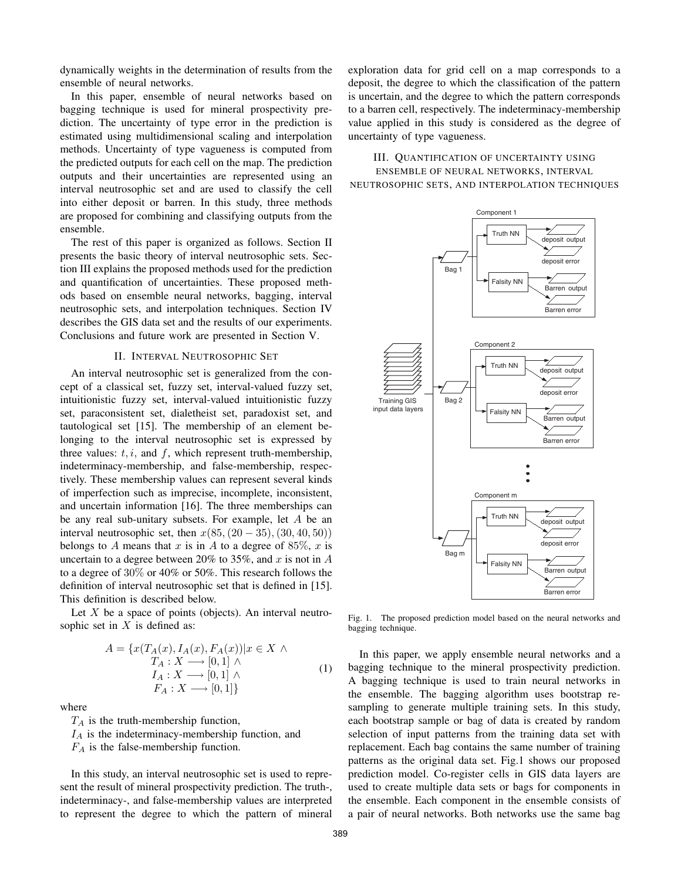dynamically weights in the determination of results from the ensemble of neural networks.

In this paper, ensemble of neural networks based on bagging technique is used for mineral prospectivity prediction. The uncertainty of type error in the prediction is estimated using multidimensional scaling and interpolation methods. Uncertainty of type vagueness is computed from the predicted outputs for each cell on the map. The prediction outputs and their uncertainties are represented using an interval neutrosophic set and are used to classify the cell into either deposit or barren. In this study, three methods are proposed for combining and classifying outputs from the ensemble.

The rest of this paper is organized as follows. Section II presents the basic theory of interval neutrosophic sets. Section III explains the proposed methods used for the prediction and quantification of uncertainties. These proposed methods based on ensemble neural networks, bagging, interval neutrosophic sets, and interpolation techniques. Section IV describes the GIS data set and the results of our experiments. Conclusions and future work are presented in Section V.

## II. Interval Neutrosophic Set

An interval neutrosophic set is generalized from the concept of a classical set, fuzzy set, interval-valued fuzzy set, intuitionistic fuzzy set, interval-valued intuitionistic fuzzy set, paraconsistent set, dialetheist set, paradoxist set, and tautological set [15]. The membership of an element belonging to the interval neutrosophic set is expressed by three values: $t, i$, and $f$, which represent truth-membership, indeterminacy-membership, and false-membership, respectively. These membership values can represent several kinds of imperfection such as imprecise, incomplete, inconsistent, and uncertain information [16]. The three memberships can be any real sub-unitary subsets. For example, let $A$ be an interval neutrosophic set, then $x(85, (20-35), (30, 40, 50))$ belongs to $A$ means that $x$ is in $A$ to a degree of $85\%$, $x$ is uncertain to a degree between 20% to 35%, and $x$ is not in $A$ to a degree of $30\%$ or $40\%$ or $50\%$. This research follows the definition of interval neutrosophic set that is defined in [15]. This definition is described below.

Let $X$ be a space of points (objects). An interval neutrosophic set in $X$ is defined as:

$$A = \{x(T_A(x), I_A(x), F_A(x)) | x \in X \wedge \\ T_A : X \longrightarrow [0,1] \wedge \\ I_A : X \longrightarrow [0,1] \wedge \\ F_A : X \longrightarrow [0,1]\} \tag{1}$$

where

$T_A$ is the truth-membership function,

$I_A$ is the indeterminacy-membership function, and

$F_A$ is the false-membership function.

In this study, an interval neutrosophic set is used to represent the result of mineral prospectivity prediction. The truth-, indeterminacy-, and false-membership values are interpreted to represent the degree to which the pattern of mineral exploration data for grid cell on a map corresponds to a deposit, the degree to which the classification of the pattern is uncertain, and the degree to which the pattern corresponds to a barren cell, respectively. The indeterminacy-membership value applied in this study is considered as the degree of uncertainty of type vagueness.

## III. Quantification of Uncertainty Using Ensemble of Neural Networks, Interval Neutrosophic Sets, and Interpolation Techniques

Fig. 1. The proposed prediction model based on the neural networks and bagging technique.

In this paper, we apply ensemble neural networks and a bagging technique to the mineral prospectivity prediction. A bagging technique is used to train neural networks in the ensemble. The bagging algorithm uses bootstrap resampling to generate multiple training sets. In this study, each bootstrap sample or bag of data is created by random selection of input patterns from the training data set with replacement. Each bag contains the same number of training patterns as the original data set. Fig.1 shows our proposed prediction model. Co-register cells in GIS data layers are used to create multiple data sets or bags for components in the ensemble. Each component in the ensemble consists of a pair of neural networks. Both networks use the same bag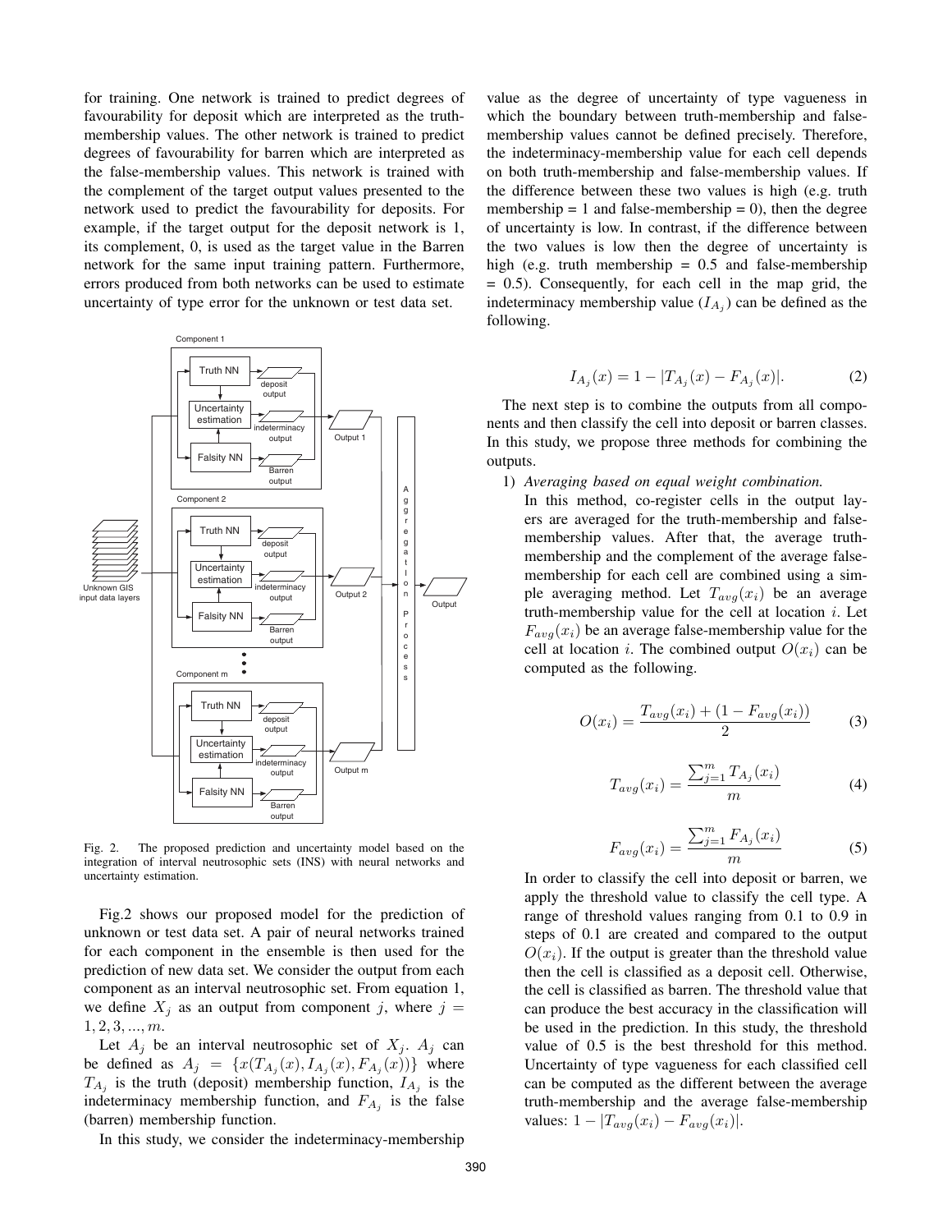for training. One network is trained to predict degrees of favourability for deposit which are interpreted as the truth-membership values. The other network is trained to predict degrees of favourability for barren which are interpreted as the false-membership values. This network is trained with the complement of the target output values presented to the network used to predict the favourability for deposits. For example, if the target output for the deposit network is 1, its complement, 0, is used as the target value in the Barren network for the same input training pattern. Furthermore, errors produced from both networks can be used to estimate uncertainty of type error for the unknown or test data set.

Fig. 2. The proposed prediction and uncertainty model based on the integration of interval neutrosophic sets (INS) with neural networks and uncertainty estimation.

Fig.2 shows our proposed model for the prediction of unknown or test data set. A pair of neural networks trained for each component in the ensemble is then used for the prediction of new data set. We consider the output from each component as an interval neutrosophic set. From equation 1, we define $X_j$ as an output from component $j$, where $j = 1, 2, 3, ..., m$.

Let $A_j$ be an interval neutrosophic set of $X_j$. $A_j$ can be defined as $A_j = \{x(T_{A_j}(x), I_{A_j}(x), F_{A_j}(x))\}$ where $T_{A_j}$ is the truth (deposit) membership function, $I_{A_j}$ is the indeterminacy membership function, and $F_{A_j}$ is the false (barren) membership function.

In this study, we consider the indeterminacy-membership value as the degree of uncertainty of type vagueness in which the boundary between truth-membership and false-membership values cannot be defined precisely. Therefore, the indeterminacy-membership value for each cell depends on both truth-membership and false-membership values. If the difference between these two values is high (e.g. truth membership = 1 and false-membership = 0), then the degree of uncertainty is low. In contrast, if the difference between the two values is low then the degree of uncertainty is high (e.g. truth membership = 0.5 and false-membership = 0.5). Consequently, for each cell in the map grid, the indeterminacy membership value ($I_{A_j}$) can be defined as the following.

$$I_{A_j}(x) = 1 - |T_{A_j}(x) - F_{A_j}(x)|. \tag{2}$$

The next step is to combine the outputs from all components and then classify the cell into deposit or barren classes. In this study, we propose three methods for combining the outputs.

1) *Averaging based on equal weight combination.*
   In this method, co-register cells in the output layers are averaged for the truth-membership and false-membership values. After that, the average truth-membership and the complement of the average false-membership for each cell are combined using a simple averaging method. Let $T_{avg}(x_i)$ be an average truth-membership value for the cell at location $i$. Let $F_{avg}(x_i)$ be an average false-membership value for the cell at location $i$. The combined output $O(x_i)$ can be computed as the following.

$$O(x_i) = \frac{T_{avg}(x_i) + (1 - F_{avg}(x_i))}{2} \tag{3}$$

$$T_{avg}(x_i) = \frac{\sum_{j=1}^{m} T_{A_j}(x_i)}{m} \tag{4}$$

$$F_{avg}(x_i) = \frac{\sum_{j=1}^{m} F_{A_j}(x_i)}{m} \tag{5}$$

   In order to classify the cell into deposit or barren, we apply the threshold value to classify the cell type. A range of threshold values ranging from 0.1 to 0.9 in steps of 0.1 are created and compared to the output $O(x_i)$. If the output is greater than the threshold value then the cell is classified as a deposit cell. Otherwise, the cell is classified as barren. The threshold value that can produce the best accuracy in the classification will be used in the prediction. In this study, the threshold value of 0.5 is the best threshold for this method. Uncertainty of type vagueness for each classified cell can be computed as the different between the average truth-membership and the average false-membership values: $1 - |T_{avg}(x_i) - F_{avg}(x_i)|$.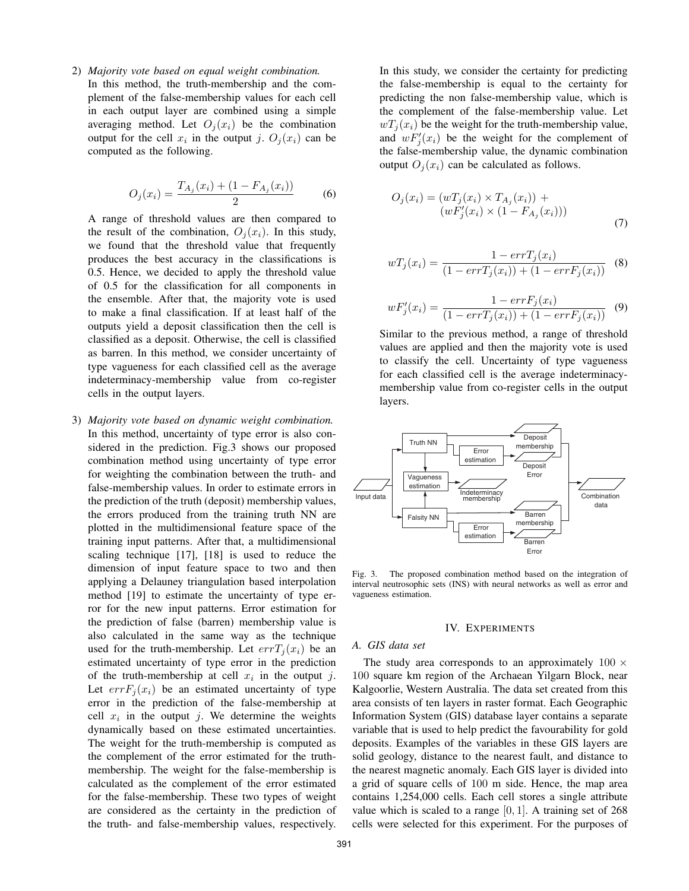2) *Majority vote based on equal weight combination.* In this method, the truth-membership and the complement of the false-membership values for each cell in each output layer are combined using a simple averaging method. Let $O_j(x_i)$ be the combination output for the cell $x_i$ in the output $j$. $O_j(x_i)$ can be computed as the following.

$$O_j(x_i) = \frac{T_{A_j}(x_i) + (1 - F_{A_j}(x_i))}{2} \quad (6)$$

A range of threshold values are then compared to the result of the combination, $O_j(x_i)$. In this study, we found that the threshold value that frequently produces the best accuracy in the classifications is 0.5. Hence, we decided to apply the threshold value of 0.5 for the classification for all components in the ensemble. After that, the majority vote is used to make a final classification. If at least half of the outputs yield a deposit classification then the cell is classified as a deposit. Otherwise, the cell is classified as barren. In this method, we consider uncertainty of type vagueness for each classified cell as the average indeterminacy-membership value from co-register cells in the output layers.

3) *Majority vote based on dynamic weight combination.* In this method, uncertainty of type error is also considered in the prediction. Fig.3 shows our proposed combination method using uncertainty of type error for weighting the combination between the truth- and false-membership values. In order to estimate errors in the prediction of the truth (deposit) membership values, the errors produced from the training truth NN are plotted in the multidimensional feature space of the training input patterns. After that, a multidimensional scaling technique [17], [18] is used to reduce the dimension of input feature space to two and then applying a Delauney triangulation based interpolation method [19] to estimate the uncertainty of type error for the new input patterns. Error estimation for the prediction of false (barren) membership value is also calculated in the same way as the technique used for the truth-membership. Let $errT_j(x_i)$ be an estimated uncertainty of type error in the prediction of the truth-membership at cell $x_i$ in the output $j$. Let $errF_j(x_i)$ be an estimated uncertainty of type error in the prediction of the false-membership at cell $x_i$ in the output $j$. We determine the weights dynamically based on these estimated uncertainties. The weight for the truth-membership is computed as the complement of the error estimated for the truth-membership. The weight for the false-membership is calculated as the complement of the error estimated for the false-membership. These two types of weight are considered as the certainty in the prediction of the truth- and false-membership values, respectively. In this study, we consider the certainty for predicting the false-membership is equal to the certainty for predicting the non false-membership value, which is the complement of the false-membership value. Let $wT_j(x_i)$ be the weight for the truth-membership value, and $wF'_j(x_i)$ be the weight for the complement of the false-membership value, the dynamic combination output $O_j(x_i)$ can be calculated as follows.

$$O_j(x_i) = (wT_j(x_i) \times T_{A_j}(x_i)) + (wF'_j(x_i) \times (1 - F_{A_j}(x_i))) \quad (7)$$

$$wT_j(x_i) = \frac{1 - errT_j(x_i)}{(1 - errT_j(x_i)) + (1 - errF_j(x_i))} \quad (8)$$

$$wF'_j(x_i) = \frac{1 - errF_j(x_i)}{(1 - errT_j(x_i)) + (1 - errF_j(x_i))} \quad (9)$$

Similar to the previous method, a range of threshold values are applied and then the majority vote is used to classify the cell. Uncertainty of type vagueness for each classified cell is the average indeterminacy-membership value from co-register cells in the output layers.

Fig. 3. The proposed combination method based on the integration of interval neutrosophic sets (INS) with neural networks as well as error and vagueness estimation.

## IV. Experiments

### A. GIS data set

The study area corresponds to an approximately $100 \times 100$ square km region of the Archaean Yilgarn Block, near Kalgoorlie, Western Australia. The data set created from this area consists of ten layers in raster format. Each Geographic Information System (GIS) database layer contains a separate variable that is used to help predict the favourability for gold deposits. Examples of the variables in these GIS layers are solid geology, distance to the nearest fault, and distance to the nearest magnetic anomaly. Each GIS layer is divided into a grid of square cells of 100 m side. Hence, the map area contains 1,254,000 cells. Each cell stores a single attribute value which is scaled to a range $[0, 1]$. A training set of 268 cells were selected for this experiment. For the purposes of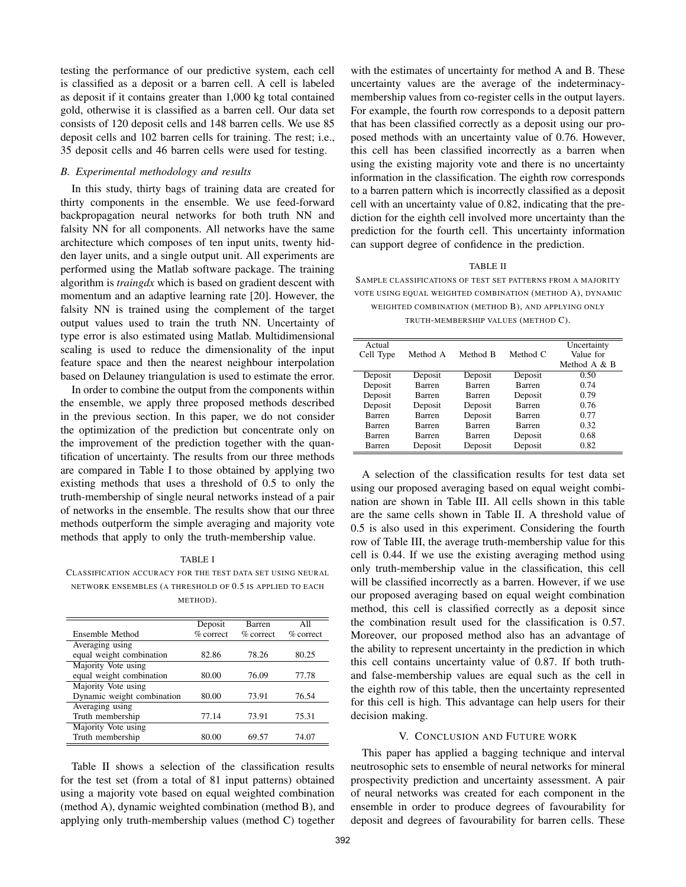testing the performance of our predictive system, each cell is classified as a deposit or a barren cell. A cell is labeled as deposit if it contains greater than 1,000 kg total contained gold, otherwise it is classified as a barren cell. Our data set consists of 120 deposit cells and 148 barren cells. We use 85 deposit cells and 102 barren cells for training. The rest; i.e., 35 deposit cells and 46 barren cells were used for testing.

### *B. Experimental methodology and results*

In this study, thirty bags of training data are created for thirty components in the ensemble. We use feed-forward backpropagation neural networks for both truth NN and falsity NN for all components. All networks have the same architecture which composes of ten input units, twenty hidden layer units, and a single output unit. All experiments are performed using the Matlab software package. The training algorithm is *traingdx* which is based on gradient descent with momentum and an adaptive learning rate [20]. However, the falsity NN is trained using the complement of the target output values used to train the truth NN. Uncertainty of type error is also estimated using Matlab. Multidimensional scaling is used to reduce the dimensionality of the input feature space and then the nearest neighbour interpolation based on Delauney triangulation is used to estimate the error.

In order to combine the output from the components within the ensemble, we apply three proposed methods described in the previous section. In this paper, we do not consider the optimization of the prediction but concentrate only on the improvement of the prediction together with the quantification of uncertainty. The results from our three methods are compared in Table I to those obtained by applying two existing methods that uses a threshold of 0.5 to only the truth-membership of single neural networks instead of a pair of networks in the ensemble. The results show that our three methods outperform the simple averaging and majority vote methods that apply to only the truth-membership value.

TABLE I

CLASSIFICATION ACCURACY FOR THE TEST DATA SET USING NEURAL NETWORK ENSEMBLES (A THRESHOLD OF 0.5 IS APPLIED TO EACH METHOD).

| Ensemble Method | Deposit % correct | Barren % correct | All % correct |
|---|---|---|---|
| Averaging using equal weight combination | 82.86 | 78.26 | 80.25 |
| Majority Vote using equal weight combination | 80.00 | 76.09 | 77.78 |
| Majority Vote using Dynamic weight combination | 80.00 | 73.91 | 76.54 |
| Averaging using Truth membership | 77.14 | 73.91 | 75.31 |
| Majority Vote using Truth membership | 80.00 | 69.57 | 74.07 |

Table II shows a selection of the classification results for the test set (from a total of 81 input patterns) obtained using a majority vote based on equal weighted combination (method A), dynamic weighted combination (method B), and applying only truth-membership values (method C) together with the estimates of uncertainty for method A and B. These uncertainty values are the average of the indeterminacy-membership values from co-register cells in the output layers. For example, the fourth row corresponds to a deposit pattern that has been classified correctly as a deposit using our proposed methods with an uncertainty value of 0.76. However, this cell has been classified incorrectly as a barren when using the existing majority vote and there is no uncertainty information in the classification. The eighth row corresponds to a barren pattern which is incorrectly classified as a deposit cell with an uncertainty value of 0.82, indicating that the prediction for the eighth cell involved more uncertainty than the prediction for the fourth cell. This uncertainty information can support degree of confidence in the prediction.

TABLE II

SAMPLE CLASSIFICATIONS OF TEST SET PATTERNS FROM A MAJORITY VOTE USING EQUAL WEIGHTED COMBINATION (METHOD A), DYNAMIC WEIGHTED COMBINATION (METHOD B), AND APPLYING ONLY TRUTH-MEMBERSHIP VALUES (METHOD C).

| Actual Cell Type | Method A | Method B | Method C | Uncertainty Value for Method A & B |
|---|---|---|---|---|
| Deposit | Deposit | Deposit | Deposit | 0.50 |
| Deposit | Barren | Barren | Barren | 0.74 |
| Deposit | Barren | Barren | Deposit | 0.79 |
| Deposit | Deposit | Deposit | Barren | 0.76 |
| Barren | Barren | Deposit | Barren | 0.77 |
| Barren | Barren | Barren | Barren | 0.32 |
| Barren | Barren | Barren | Deposit | 0.68 |
| Barren | Deposit | Deposit | Deposit | 0.82 |

A selection of the classification results for test data set using our proposed averaging based on equal weight combination are shown in Table III. All cells shown in this table are the same cells shown in Table II. A threshold value of 0.5 is also used in this experiment. Considering the fourth row of Table III, the average truth-membership value for this cell is 0.44. If we use the existing averaging method using only truth-membership value in the classification, this cell will be classified incorrectly as a barren. However, if we use our proposed averaging based on equal weight combination method, this cell is classified correctly as a deposit since the combination result used for the classification is 0.57. Moreover, our proposed method also has an advantage of the ability to represent uncertainty in the prediction in which this cell contains uncertainty value of 0.87. If both truth- and false-membership values are equal such as the cell in the eighth row of this table, then the uncertainty represented for this cell is high. This advantage can help users for their decision making.

## V. CONCLUSION AND FUTURE WORK

This paper has applied a bagging technique and interval neutrosophic sets to ensemble of neural networks for mineral prospectivity prediction and uncertainty assessment. A pair of neural networks was created for each component in the ensemble in order to produce degrees of favourability for deposit and degrees of favourability for barren cells. These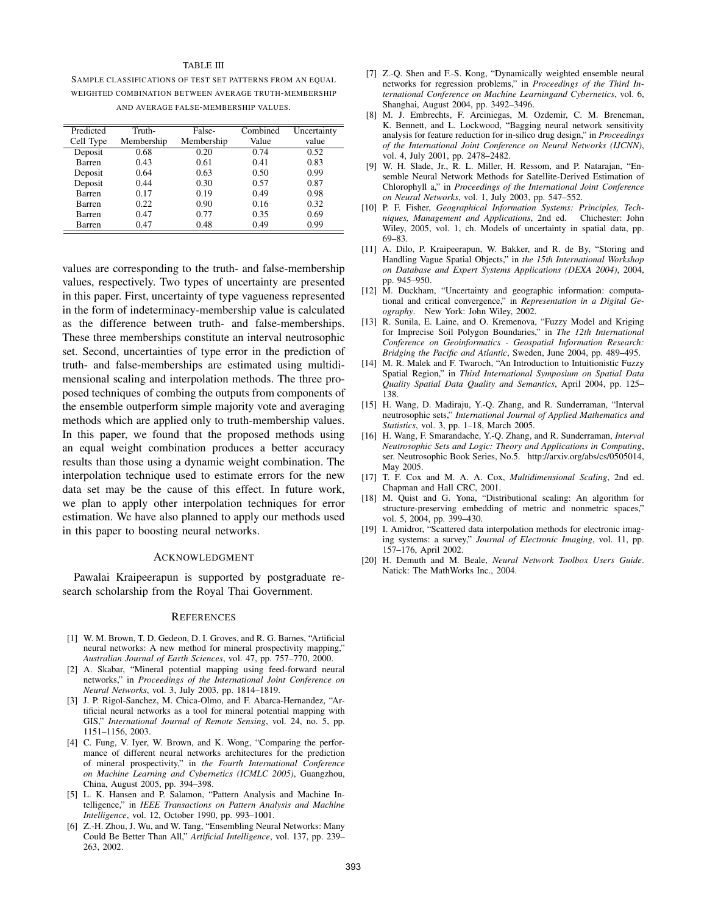TABLE III

SAMPLE CLASSIFICATIONS OF TEST SET PATTERNS FROM AN EQUAL WEIGHTED COMBINATION BETWEEN AVERAGE TRUTH-MEMBERSHIP AND AVERAGE FALSE-MEMBERSHIP VALUES.

| Predicted Cell Type | Truth-Membership | False-Membership | Combined Value | Uncertainty value |
|---|---|---|---|---|
| Deposit | 0.68 | 0.20 | 0.74 | 0.52 |
| Barren | 0.43 | 0.61 | 0.41 | 0.83 |
| Deposit | 0.64 | 0.63 | 0.50 | 0.99 |
| Deposit | 0.44 | 0.30 | 0.57 | 0.87 |
| Barren | 0.17 | 0.19 | 0.49 | 0.98 |
| Barren | 0.22 | 0.90 | 0.16 | 0.32 |
| Barren | 0.47 | 0.77 | 0.35 | 0.69 |
| Barren | 0.47 | 0.48 | 0.49 | 0.99 |

values are corresponding to the truth- and false-membership values, respectively. Two types of uncertainty are presented in this paper. First, uncertainty of type vagueness represented in the form of indeterminacy-membership value is calculated as the difference between truth- and false-memberships. These three memberships constitute an interval neutrosophic set. Second, uncertainties of type error in the prediction of truth- and false-memberships are estimated using multidimensional scaling and interpolation methods. The three proposed techniques of combing the outputs from components of the ensemble outperform simple majority vote and averaging methods which are applied only to truth-membership values. In this paper, we found that the proposed methods using an equal weight combination produces a better accuracy results than those using a dynamic weight combination. The interpolation technique used to estimate errors for the new data set may be the cause of this effect. In future work, we plan to apply other interpolation techniques for error estimation. We have also planned to apply our methods used in this paper to boosting neural networks.

## ACKNOWLEDGMENT

Pawalai Kraipeerapun is supported by postgraduate research scholarship from the Royal Thai Government.

## REFERENCES

[1] W. M. Brown, T. D. Gedeon, D. I. Groves, and R. G. Barnes, "Artificial neural networks: A new method for mineral prospectivity mapping," *Australian Journal of Earth Sciences*, vol. 47, pp. 757–770, 2000.

[2] A. Skabar, "Mineral potential mapping using feed-forward neural networks," in *Proceedings of the International Joint Conference on Neural Networks*, vol. 3, July 2003, pp. 1814–1819.

[3] J. P. Rigol-Sanchez, M. Chica-Olmo, and F. Abarca-Hernandez, "Artificial neural networks as a tool for mineral potential mapping with GIS," *International Journal of Remote Sensing*, vol. 24, no. 5, pp. 1151–1156, 2003.

[4] C. Fung, V. Iyer, W. Brown, and K. Wong, "Comparing the performance of different neural networks architectures for the prediction of mineral prospectivity," in *the Fourth International Conference on Machine Learning and Cybernetics (ICMLC 2005)*, Guangzhou, China, August 2005, pp. 394–398.

[5] L. K. Hansen and P. Salamon, "Pattern Analysis and Machine Intelligence," in *IEEE Transactions on Pattern Analysis and Machine Intelligence*, vol. 12, October 1990, pp. 993–1001.

[6] Z.-H. Zhou, J. Wu, and W. Tang, "Ensembling Neural Networks: Many Could Be Better Than All," *Artificial Intelligence*, vol. 137, pp. 239–263, 2002.

[7] Z.-Q. Shen and F.-S. Kong, "Dynamically weighted ensemble neural networks for regression problems," in *Proceedings of the Third International Conference on Machine Learningand Cybernetics*, vol. 6, Shanghai, August 2004, pp. 3492–3496.

[8] M. J. Embrechts, F. Arciniegas, M. Ozdemir, C. M. Breneman, K. Bennett, and L. Lockwood, "Bagging neural network sensitivity analysis for feature reduction for in-silico drug design," in *Proceedings of the International Joint Conference on Neural Networks (IJCNN)*, vol. 4, July 2001, pp. 2478–2482.

[9] W. H. Slade, Jr., R. L. Miller, H. Ressom, and P. Natarajan, "Ensemble Neural Network Methods for Satellite-Derived Estimation of Chlorophyll a," in *Proceedings of the International Joint Conference on Neural Networks*, vol. 1, July 2003, pp. 547–552.

[10] P. F. Fisher, *Geographical Information Systems: Principles, Techniques, Management and Applications*, 2nd ed. Chichester: John Wiley, 2005, vol. 1, ch. Models of uncertainty in spatial data, pp. 69–83.

[11] A. Dilo, P. Kraipeerapun, W. Bakker, and R. de By, "Storing and Handling Vague Spatial Objects," in *the 15th International Workshop on Database and Expert Systems Applications (DEXA 2004)*, 2004, pp. 945–950.

[12] M. Duckham, "Uncertainty and geographic information: computational and critical convergence," in *Representation in a Digital Geography*. New York: John Wiley, 2002.

[13] R. Sunila, E. Laine, and O. Kremenova, "Fuzzy Model and Kriging for Imprecise Soil Polygon Boundaries," in *The 12th International Conference on Geoinformatics - Geospatial Information Research: Bridging the Pacific and Atlantic*, Sweden, June 2004, pp. 489–495.

[14] M. R. Malek and F. Twaroch, "An Introduction to Intuitionistic Fuzzy Spatial Region," in *Third International Symposium on Spatial Data Quality Spatial Data Quality and Semantics*, April 2004, pp. 125–138.

[15] H. Wang, D. Madiraju, Y.-Q. Zhang, and R. Sunderraman, "Interval neutrosophic sets," *International Journal of Applied Mathematics and Statistics*, vol. 3, pp. 1–18, March 2005.

[16] H. Wang, F. Smarandache, Y.-Q. Zhang, and R. Sunderraman, *Interval Neutrosophic Sets and Logic: Theory and Applications in Computing*, ser. Neutrosophic Book Series, No.5. http://arxiv.org/abs/cs/0505014, May 2005.

[17] T. F. Cox and M. A. A. Cox, *Multidimensional Scaling*, 2nd ed. Chapman and Hall CRC, 2001.

[18] M. Quist and G. Yona, "Distributional scaling: An algorithm for structure-preserving embedding of metric and nonmetric spaces," vol. 5, 2004, pp. 399–430.

[19] I. Amidror, "Scattered data interpolation methods for electronic imaging systems: a survey," *Journal of Electronic Imaging*, vol. 11, pp. 157–176, April 2002.

[20] H. Demuth and M. Beale, *Neural Network Toolbox Users Guide*. Natick: The MathWorks Inc., 2004.